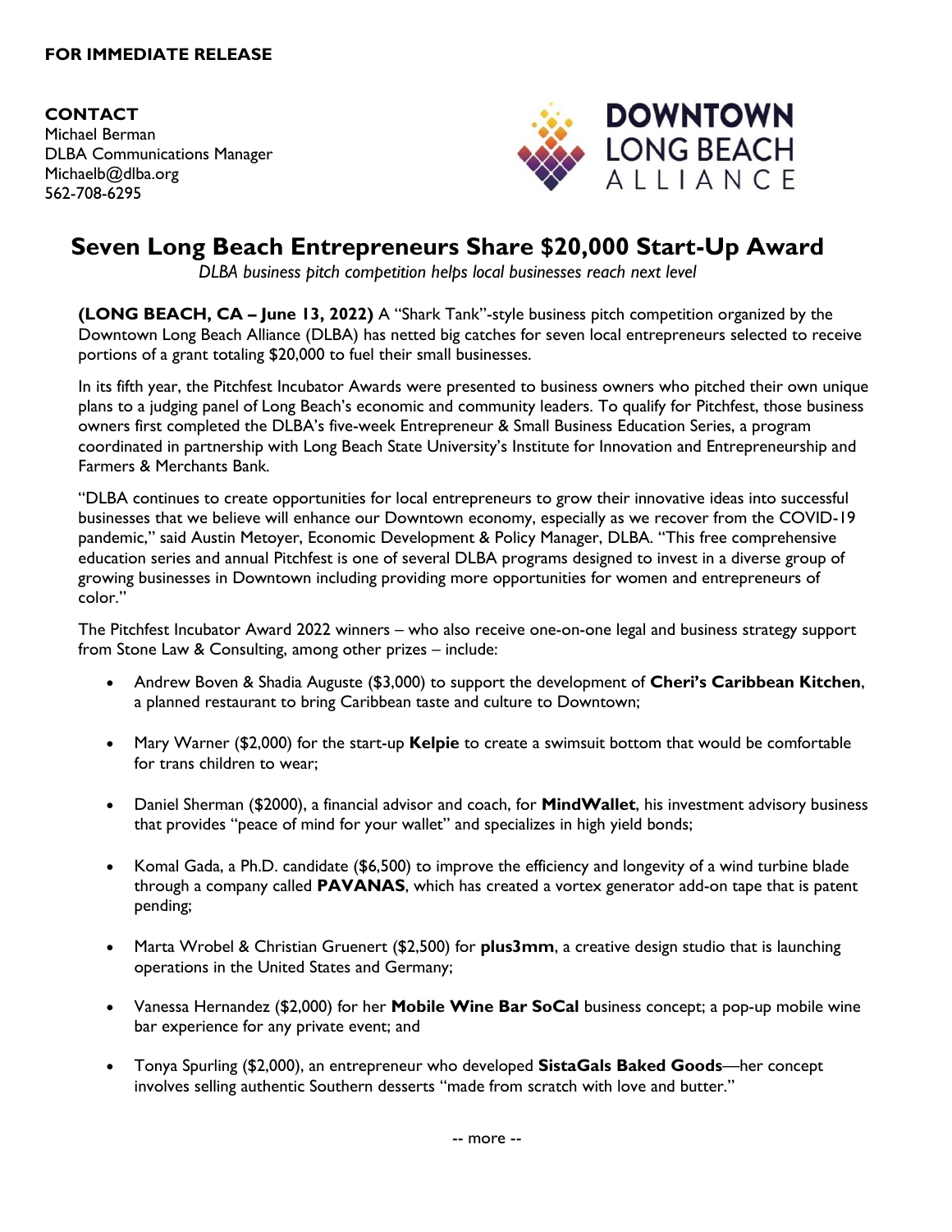**FOR IMMEDIATE RELEASE**

**CONTACT**
Michael Berman
DLBA Communications Manager
Michaelb@dlba.org
562-708-6295

DOWNTOWN LONG BEACH ALLIANCE

# Seven Long Beach Entrepreneurs Share $20,000 Start-Up Award

*DLBA business pitch competition helps local businesses reach next level*

**(LONG BEACH, CA – June 13, 2022)** A "Shark Tank"-style business pitch competition organized by the Downtown Long Beach Alliance (DLBA) has netted big catches for seven local entrepreneurs selected to receive portions of a grant totaling $20,000 to fuel their small businesses.

In its fifth year, the Pitchfest Incubator Awards were presented to business owners who pitched their own unique plans to a judging panel of Long Beach's economic and community leaders. To qualify for Pitchfest, those business owners first completed the DLBA's five-week Entrepreneur & Small Business Education Series, a program coordinated in partnership with Long Beach State University's Institute for Innovation and Entrepreneurship and Farmers & Merchants Bank.

"DLBA continues to create opportunities for local entrepreneurs to grow their innovative ideas into successful businesses that we believe will enhance our Downtown economy, especially as we recover from the COVID-19 pandemic," said Austin Metoyer, Economic Development & Policy Manager, DLBA. "This free comprehensive education series and annual Pitchfest is one of several DLBA programs designed to invest in a diverse group of growing businesses in Downtown including providing more opportunities for women and entrepreneurs of color."

The Pitchfest Incubator Award 2022 winners – who also receive one-on-one legal and business strategy support from Stone Law & Consulting, among other prizes – include:

- Andrew Boven & Shadia Auguste ($3,000) to support the development of **Cheri's Caribbean Kitchen**, a planned restaurant to bring Caribbean taste and culture to Downtown;
- Mary Warner ($2,000) for the start-up **Kelpie** to create a swimsuit bottom that would be comfortable for trans children to wear;
- Daniel Sherman ($2000), a financial advisor and coach, for **MindWallet**, his investment advisory business that provides "peace of mind for your wallet" and specializes in high yield bonds;
- Komal Gada, a Ph.D. candidate ($6,500) to improve the efficiency and longevity of a wind turbine blade through a company called **PAVANAS**, which has created a vortex generator add-on tape that is patent pending;
- Marta Wrobel & Christian Gruenert ($2,500) for **plus3mm**, a creative design studio that is launching operations in the United States and Germany;
- Vanessa Hernandez ($2,000) for her **Mobile Wine Bar SoCal** business concept; a pop-up mobile wine bar experience for any private event; and
- Tonya Spurling ($2,000), an entrepreneur who developed **SistaGals Baked Goods**—her concept involves selling authentic Southern desserts "made from scratch with love and butter."

-- more --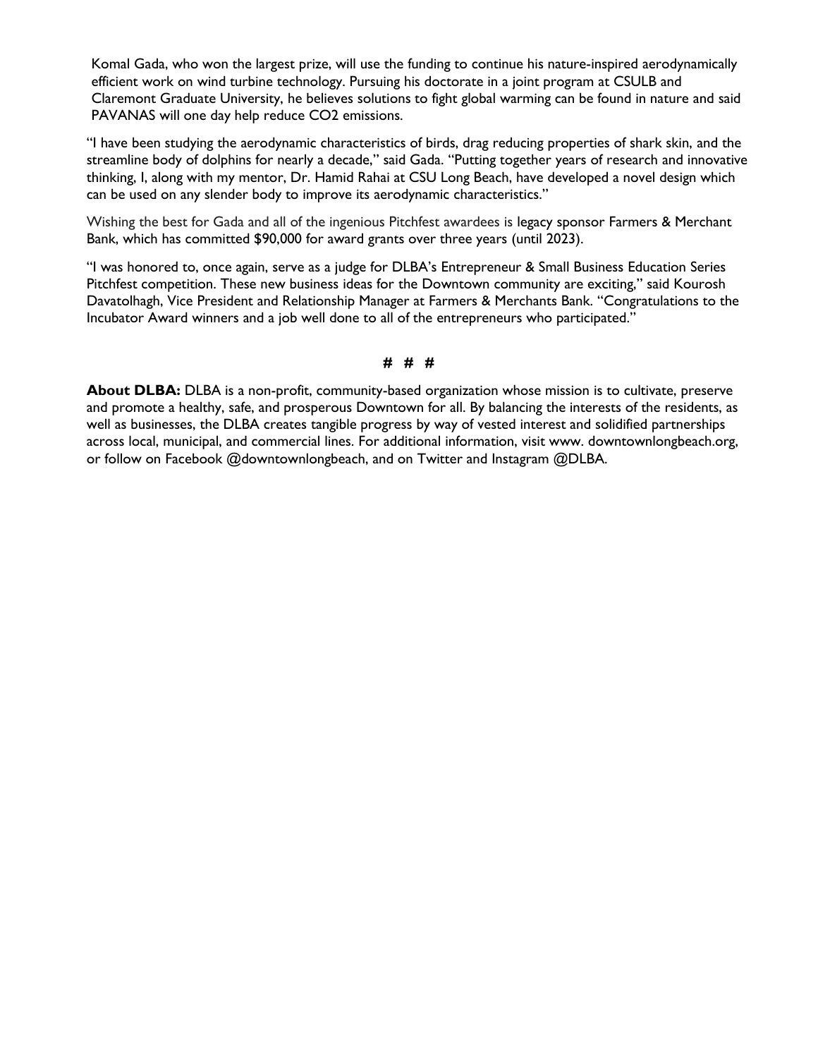Komal Gada, who won the largest prize, will use the funding to continue his nature-inspired aerodynamically efficient work on wind turbine technology. Pursuing his doctorate in a joint program at CSULB and Claremont Graduate University, he believes solutions to fight global warming can be found in nature and said PAVANAS will one day help reduce $CO_2$ emissions.

"I have been studying the aerodynamic characteristics of birds, drag reducing properties of shark skin, and the streamline body of dolphins for nearly a decade," said Gada. "Putting together years of research and innovative thinking, I, along with my mentor, Dr. Hamid Rahai at CSU Long Beach, have developed a novel design which can be used on any slender body to improve its aerodynamic characteristics."

Wishing the best for Gada and all of the ingenious Pitchfest awardees is legacy sponsor Farmers & Merchant Bank, which has committed $90,000 for award grants over three years (until 2023).

"I was honored to, once again, serve as a judge for DLBA's Entrepreneur & Small Business Education Series Pitchfest competition. These new business ideas for the Downtown community are exciting," said Kourosh Davatolhagh, Vice President and Relationship Manager at Farmers & Merchants Bank. "Congratulations to the Incubator Award winners and a job well done to all of the entrepreneurs who participated."

# # #

**About DLBA:** DLBA is a non-profit, community-based organization whose mission is to cultivate, preserve and promote a healthy, safe, and prosperous Downtown for all. By balancing the interests of the residents, as well as businesses, the DLBA creates tangible progress by way of vested interest and solidified partnerships across local, municipal, and commercial lines. For additional information, visit www. downtownlongbeach.org, or follow on Facebook @downtownlongbeach, and on Twitter and Instagram @DLBA.